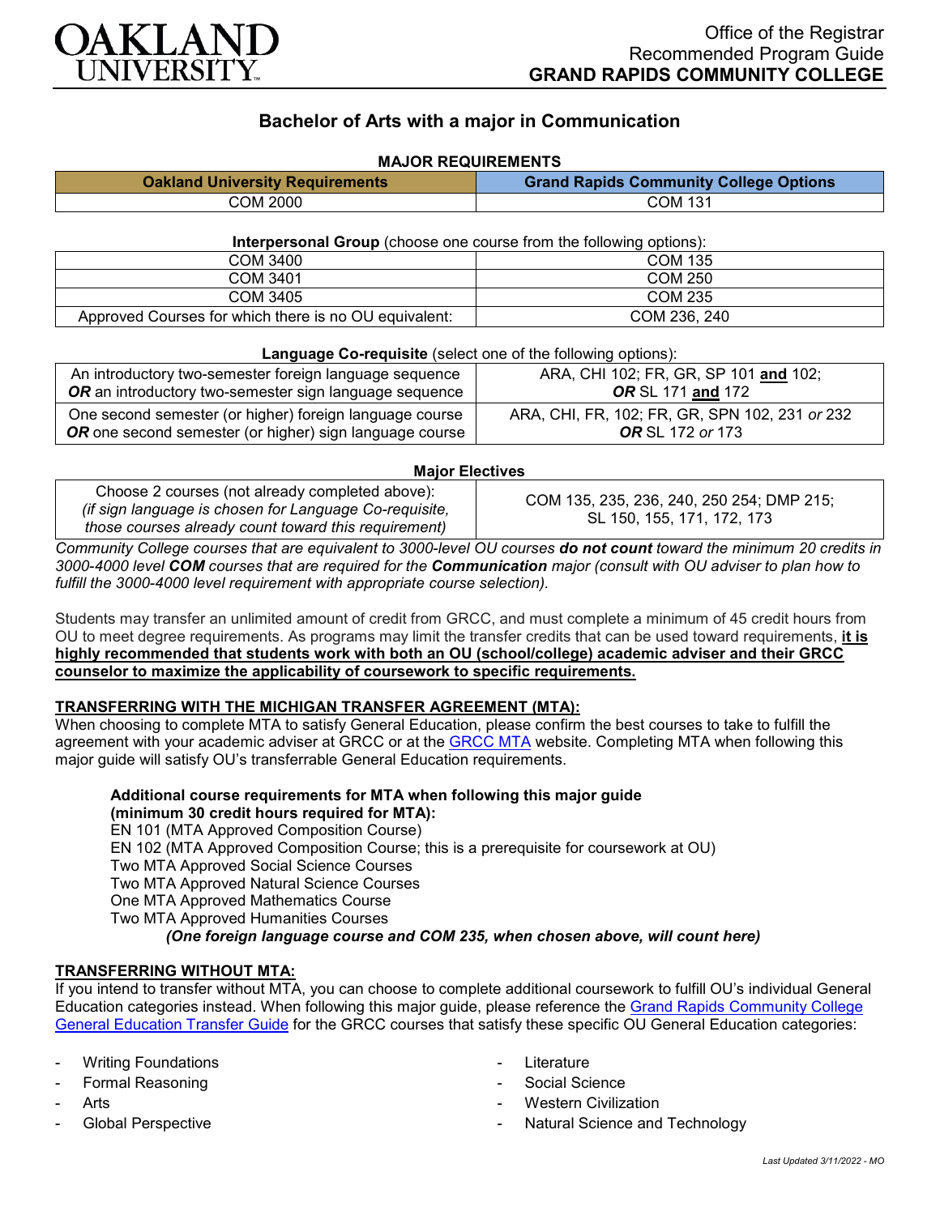Office of the Registrar
Recommended Program Guide
**GRAND RAPIDS COMMUNITY COLLEGE**

# Bachelor of Arts with a major in Communication

## MAJOR REQUIREMENTS

| Oakland University Requirements | Grand Rapids Community College Options |
|---|---|
| COM 2000 | COM 131 |

**Interpersonal Group** (choose one course from the following options):

| | |
|---|---|
| COM 3400 | COM 135 |
| COM 3401 | COM 250 |
| COM 3405 | COM 235 |
| Approved Courses for which there is no OU equivalent: | COM 236, 240 |

**Language Co-requisite** (select one of the following options):

| | |
|---|---|
| An introductory two-semester foreign language sequence ***OR*** an introductory two-semester sign language sequence | ARA, CHI 102; FR, GR, SP 101 **and** 102; ***OR*** SL 171 **and** 172 |
| One second semester (or higher) foreign language course ***OR*** one second semester (or higher) sign language course | ARA, CHI, FR, 102; FR, GR, SPN 102, 231 *or* 232 ***OR*** SL 172 *or* 173 |

**Major Electives**

| | |
|---|---|
| Choose 2 courses (not already completed above): *(if sign language is chosen for Language Co-requisite, those courses already count toward this requirement)* | COM 135, 235, 236, 240, 250 254; DMP 215; SL 150, 155, 171, 172, 173 |

*Community College courses that are equivalent to 3000-level OU courses **do not count** toward the minimum 20 credits in 3000-4000 level **COM** courses that are required for the **Communication** major (consult with OU adviser to plan how to fulfill the 3000-4000 level requirement with appropriate course selection).*

Students may transfer an unlimited amount of credit from GRCC, and must complete a minimum of 45 credit hours from OU to meet degree requirements. As programs may limit the transfer credits that can be used toward requirements, **it is highly recommended that students work with both an OU (school/college) academic adviser and their GRCC counselor to maximize the applicability of coursework to specific requirements.**

### TRANSFERRING WITH THE MICHIGAN TRANSFER AGREEMENT (MTA):

When choosing to complete MTA to satisfy General Education, please confirm the best courses to take to fulfill the agreement with your academic adviser at GRCC or at the GRCC MTA website. Completing MTA when following this major guide will satisfy OU's transferrable General Education requirements.

**Additional course requirements for MTA when following this major guide (minimum 30 credit hours required for MTA):**
EN 101 (MTA Approved Composition Course)
EN 102 (MTA Approved Composition Course; this is a prerequisite for coursework at OU)
Two MTA Approved Social Science Courses
Two MTA Approved Natural Science Courses
One MTA Approved Mathematics Course
Two MTA Approved Humanities Courses
***(One foreign language course and COM 235, when chosen above, will count here)***

### TRANSFERRING WITHOUT MTA:

If you intend to transfer without MTA, you can choose to complete additional coursework to fulfill OU's individual General Education categories instead. When following this major guide, please reference the Grand Rapids Community College General Education Transfer Guide for the GRCC courses that satisfy these specific OU General Education categories:

- Writing Foundations
- Formal Reasoning
- Arts
- Global Perspective
- Literature
- Social Science
- Western Civilization
- Natural Science and Technology

*Last Updated 3/11/2022 - MO*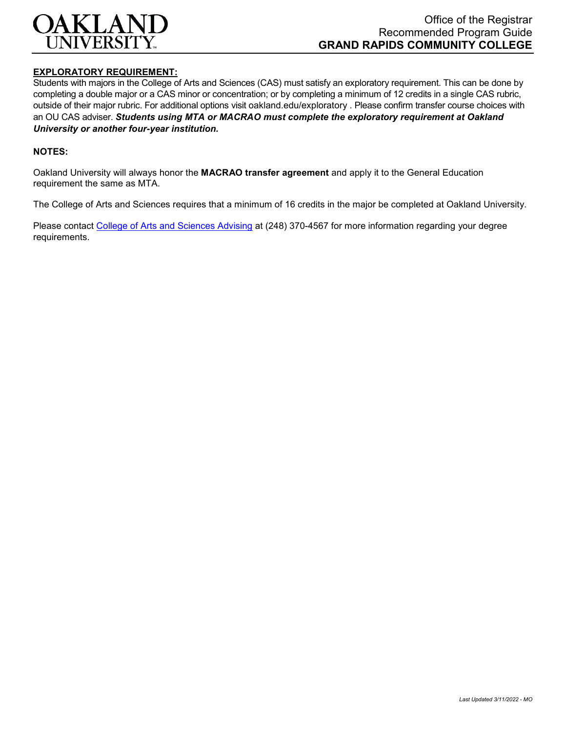## EXPLORATORY REQUIREMENT:

Students with majors in the College of Arts and Sciences (CAS) must satisfy an exploratory requirement. This can be done by completing a double major or a CAS minor or concentration; or by completing a minimum of 12 credits in a single CAS rubric, outside of their major rubric. For additional options visit oakland.edu/exploratory . Please confirm transfer course choices with an OU CAS adviser. ***Students using MTA or MACRAO must complete the exploratory requirement at Oakland University or another four-year institution.***

### NOTES:

Oakland University will always honor the **MACRAO transfer agreement** and apply it to the General Education requirement the same as MTA.

The College of Arts and Sciences requires that a minimum of 16 credits in the major be completed at Oakland University.

Please contact College of Arts and Sciences Advising at (248) 370-4567 for more information regarding your degree requirements.

*Last Updated 3/11/2022 - MO*